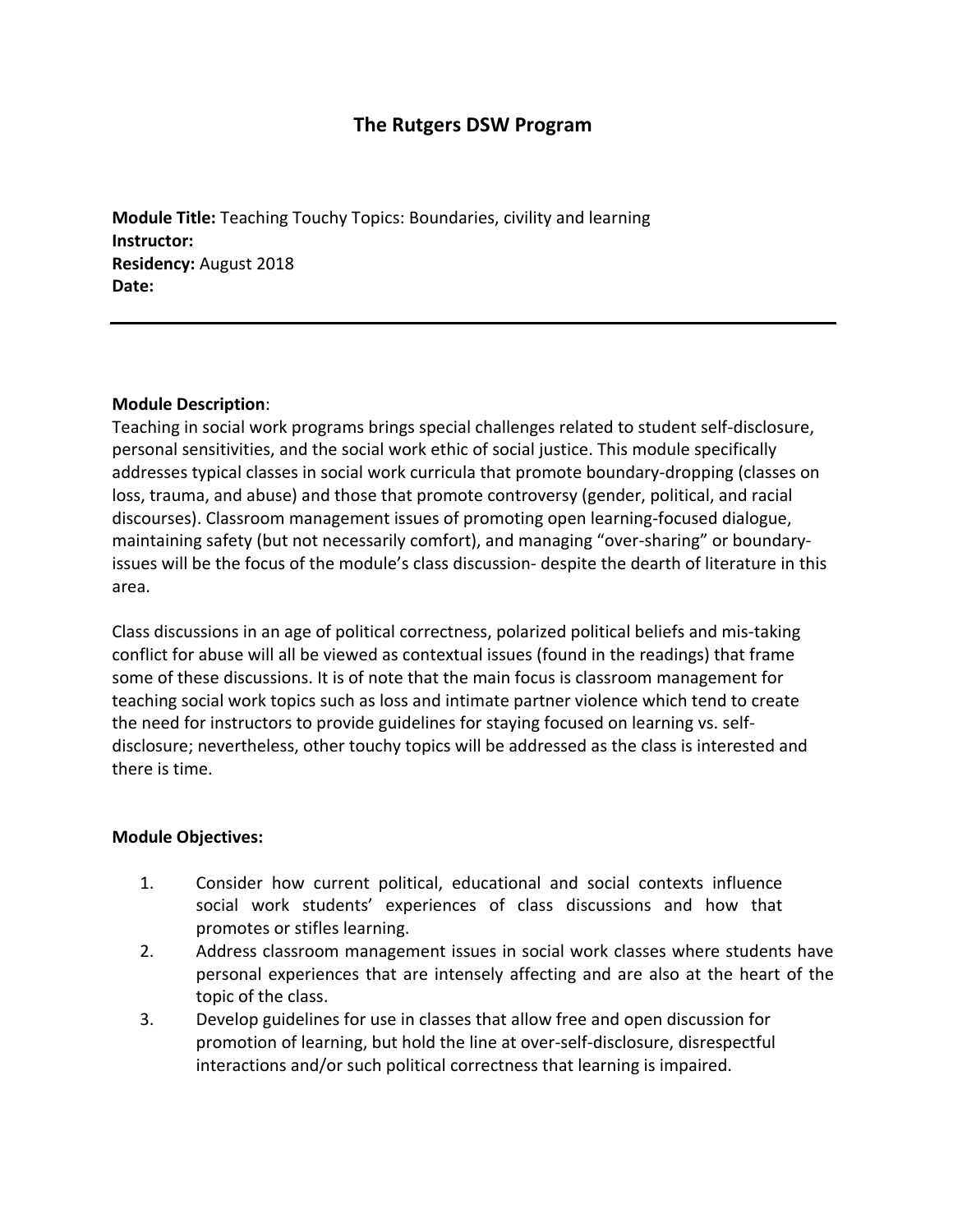# The Rutgers DSW Program

**Module Title:** Teaching Touchy Topics: Boundaries, civility and learning
**Instructor:**
**Residency:** August 2018
**Date:**

---

**Module Description**:
Teaching in social work programs brings special challenges related to student self-disclosure, personal sensitivities, and the social work ethic of social justice. This module specifically addresses typical classes in social work curricula that promote boundary-dropping (classes on loss, trauma, and abuse) and those that promote controversy (gender, political, and racial discourses). Classroom management issues of promoting open learning-focused dialogue, maintaining safety (but not necessarily comfort), and managing "over-sharing" or boundary-issues will be the focus of the module's class discussion- despite the dearth of literature in this area.

Class discussions in an age of political correctness, polarized political beliefs and mis-taking conflict for abuse will all be viewed as contextual issues (found in the readings) that frame some of these discussions. It is of note that the main focus is classroom management for teaching social work topics such as loss and intimate partner violence which tend to create the need for instructors to provide guidelines for staying focused on learning vs. self-disclosure; nevertheless, other touchy topics will be addressed as the class is interested and there is time.

**Module Objectives:**

1. Consider how current political, educational and social contexts influence social work students' experiences of class discussions and how that promotes or stifles learning.
2. Address classroom management issues in social work classes where students have personal experiences that are intensely affecting and are also at the heart of the topic of the class.
3. Develop guidelines for use in classes that allow free and open discussion for promotion of learning, but hold the line at over-self-disclosure, disrespectful interactions and/or such political correctness that learning is impaired.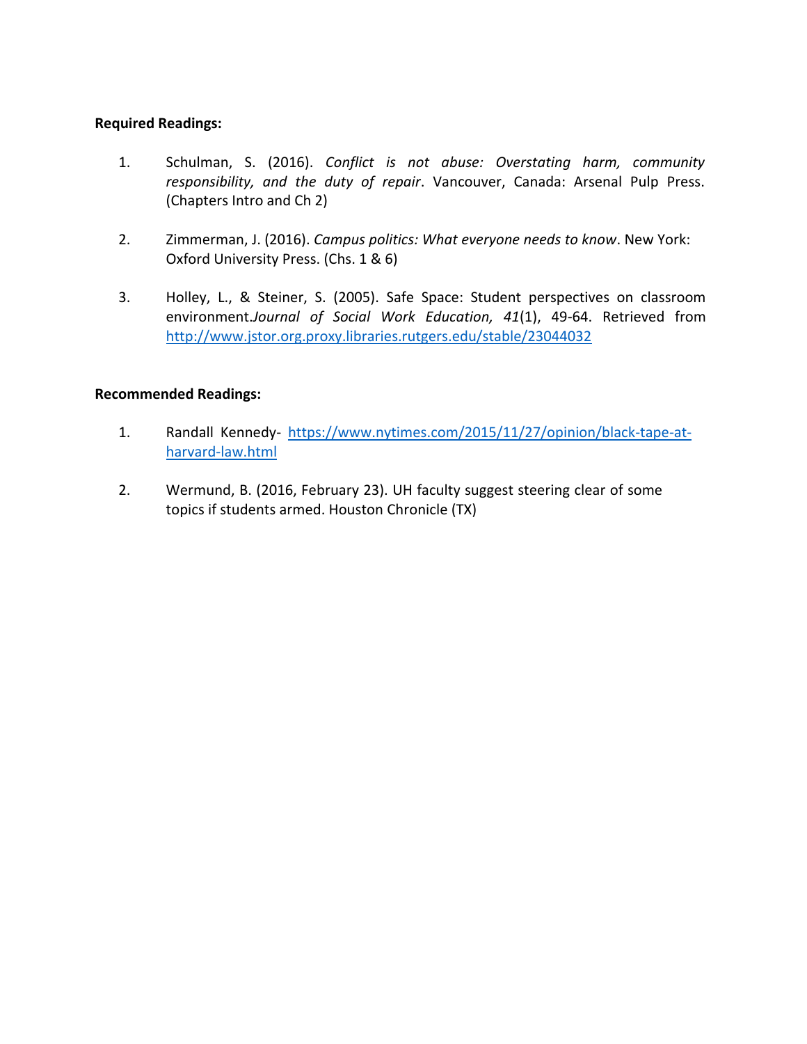**Required Readings:**

1. Schulman, S. (2016). *Conflict is not abuse: Overstating harm, community responsibility, and the duty of repair*. Vancouver, Canada: Arsenal Pulp Press. (Chapters Intro and Ch 2)

2. Zimmerman, J. (2016). *Campus politics: What everyone needs to know*. New York: Oxford University Press. (Chs. 1 & 6)

3. Holley, L., & Steiner, S. (2005). Safe Space: Student perspectives on classroom environment.*Journal of Social Work Education, 41*(1), 49-64. Retrieved from http://www.jstor.org.proxy.libraries.rutgers.edu/stable/23044032

**Recommended Readings:**

1. Randall Kennedy- https://www.nytimes.com/2015/11/27/opinion/black-tape-at-harvard-law.html

2. Wermund, B. (2016, February 23). UH faculty suggest steering clear of some topics if students armed. Houston Chronicle (TX)